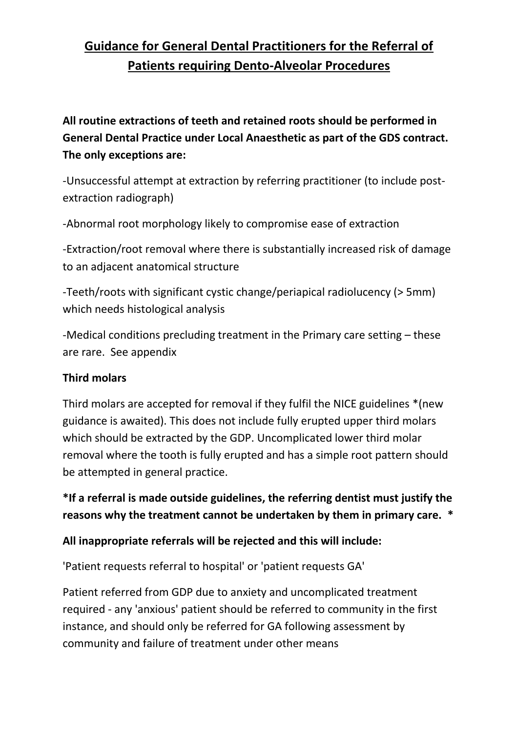# Guidance for General Dental Practitioners for the Referral of Patients requiring Dento-Alveolar Procedures

**All routine extractions of teeth and retained roots should be performed in General Dental Practice under Local Anaesthetic as part of the GDS contract. The only exceptions are:**

-Unsuccessful attempt at extraction by referring practitioner (to include post-extraction radiograph)

-Abnormal root morphology likely to compromise ease of extraction

-Extraction/root removal where there is substantially increased risk of damage to an adjacent anatomical structure

-Teeth/roots with significant cystic change/periapical radiolucency (> 5mm) which needs histological analysis

-Medical conditions precluding treatment in the Primary care setting – these are rare. See appendix

**Third molars**

Third molars are accepted for removal if they fulfil the NICE guidelines *(new guidance is awaited). This does not include fully erupted upper third molars which should be extracted by the GDP. Uncomplicated lower third molar removal where the tooth is fully erupted and has a simple root pattern should be attempted in general practice.

**\*If a referral is made outside guidelines, the referring dentist must justify the reasons why the treatment cannot be undertaken by them in primary care. \***

**All inappropriate referrals will be rejected and this will include:**

'Patient requests referral to hospital' or 'patient requests GA'

Patient referred from GDP due to anxiety and uncomplicated treatment required - any 'anxious' patient should be referred to community in the first instance, and should only be referred for GA following assessment by community and failure of treatment under other means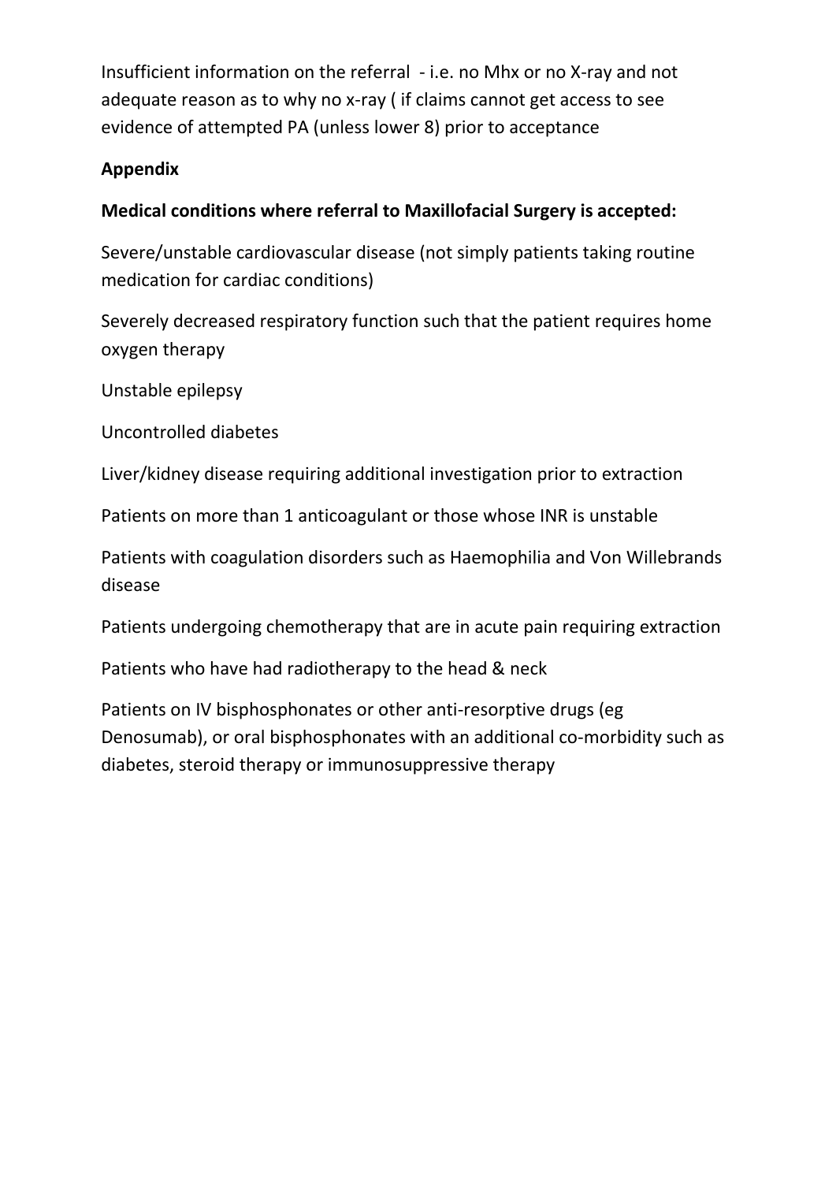Insufficient information on the referral - i.e. no Mhx or no X-ray and not adequate reason as to why no x-ray ( if claims cannot get access to see evidence of attempted PA (unless lower 8) prior to acceptance

**Appendix**

**Medical conditions where referral to Maxillofacial Surgery is accepted:**

Severe/unstable cardiovascular disease (not simply patients taking routine medication for cardiac conditions)

Severely decreased respiratory function such that the patient requires home oxygen therapy

Unstable epilepsy

Uncontrolled diabetes

Liver/kidney disease requiring additional investigation prior to extraction

Patients on more than 1 anticoagulant or those whose INR is unstable

Patients with coagulation disorders such as Haemophilia and Von Willebrands disease

Patients undergoing chemotherapy that are in acute pain requiring extraction

Patients who have had radiotherapy to the head & neck

Patients on IV bisphosphonates or other anti-resorptive drugs (eg Denosumab), or oral bisphosphonates with an additional co-morbidity such as diabetes, steroid therapy or immunosuppressive therapy